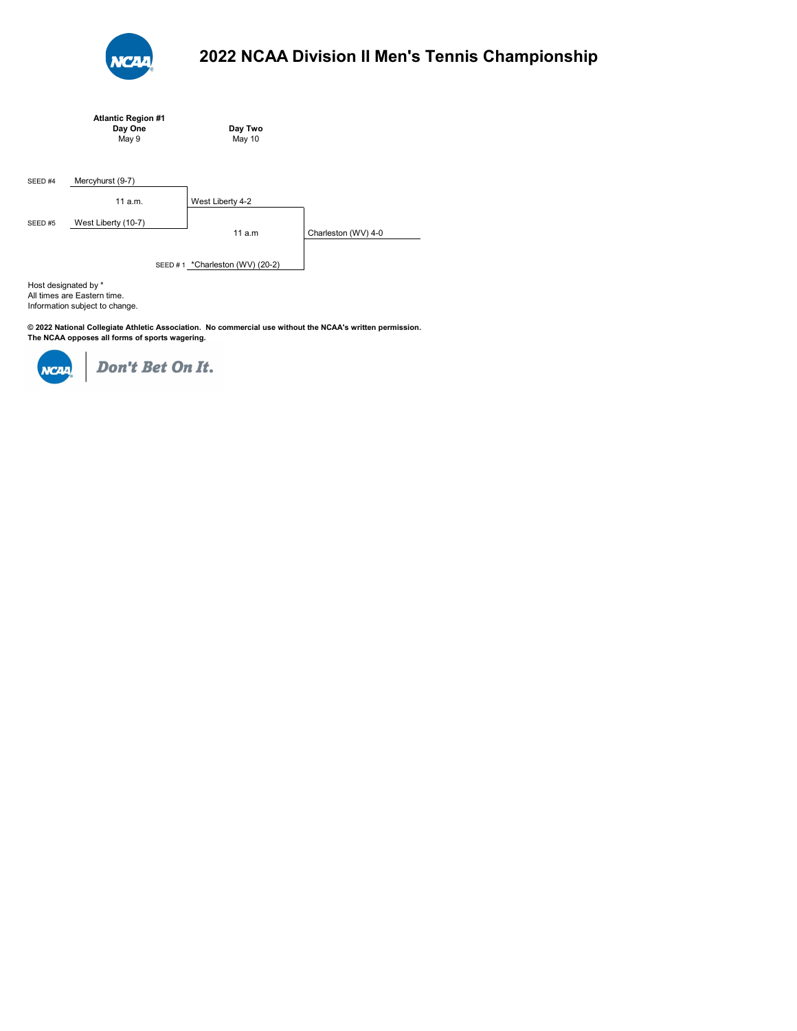# 2022 NCAA Division II Men's Tennis Championship

**Atlantic Region #1**

| | **Day One** May 9 | **Day Two** May 10 | |
|---|---|---|---|
| SEED #4 | Mercyhurst (9-7) | | |
| | 11 a.m. | West Liberty 4-2 | |
| SEED #5 | West Liberty (10-7) | | |
| | | 11 a.m | Charleston (WV) 4-0 |
| SEED # 1 | | *Charleston (WV) (20-2) | |

Host designated by *
All times are Eastern time.
Information subject to change.

**© 2022 National Collegiate Athletic Association. No commercial use without the NCAA's written permission.**
**The NCAA opposes all forms of sports wagering.**

*Don't Bet On It.*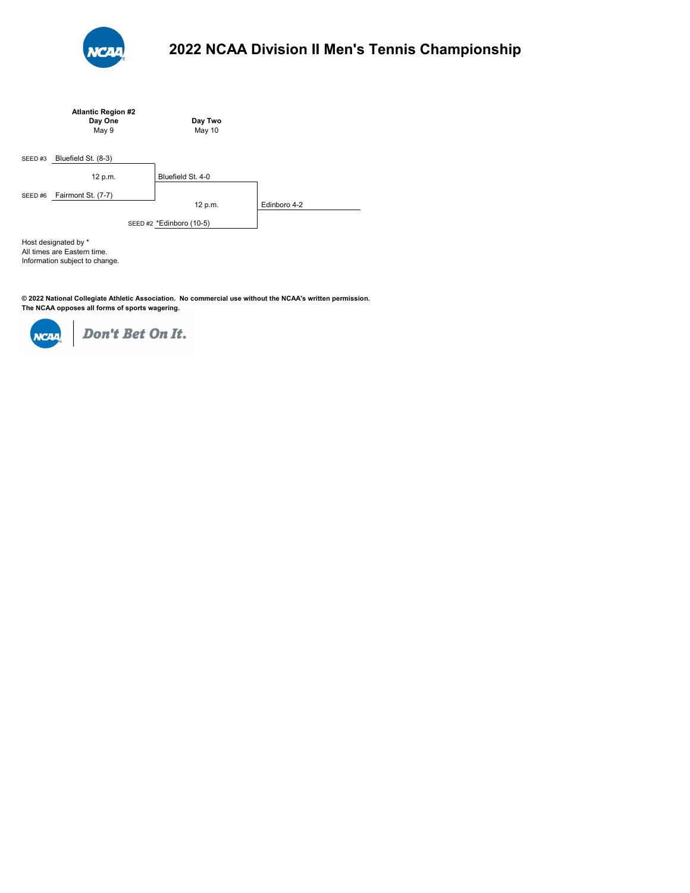# 2022 NCAA Division II Men's Tennis Championship

**Atlantic Region #2**

| Day One<br>May 9 | Day Two<br>May 10 | |
|---|---|---|
| SEED #3 Bluefield St. (8-3) | | |
| 12 p.m. | Bluefield St. 4-0 | |
| SEED #6 Fairmont St. (7-7) | | |
| | 12 p.m. | Edinboro 4-2 |
| | SEED #2 *Edinboro (10-5) | |

Host designated by *
All times are Eastern time.
Information subject to change.

**© 2022 National Collegiate Athletic Association. No commercial use without the NCAA's written permission.**
**The NCAA opposes all forms of sports wagering.**

*Don't Bet On It.*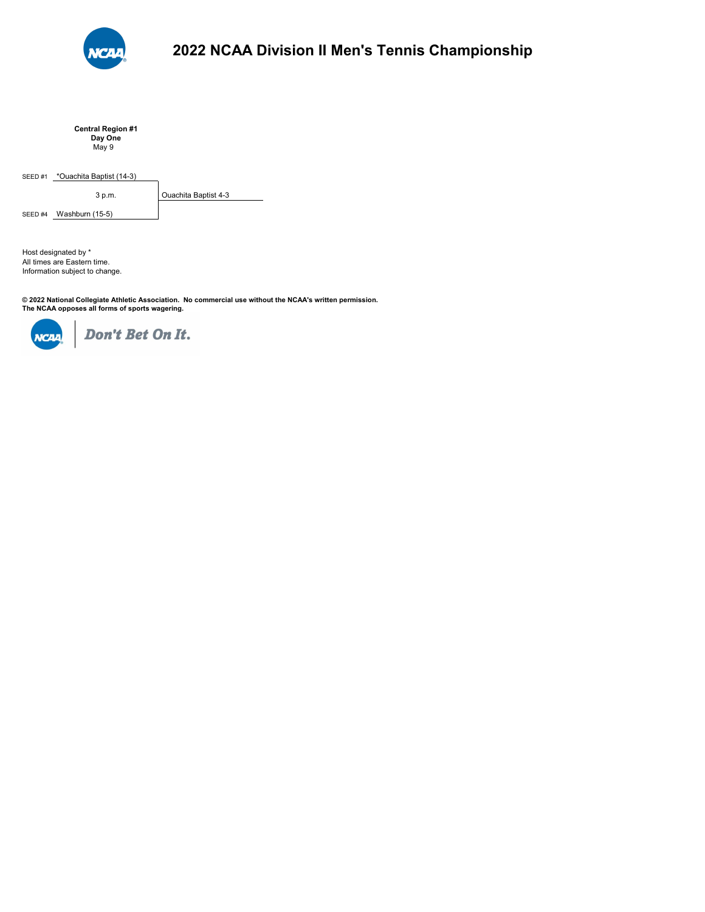# 2022 NCAA Division II Men's Tennis Championship

**Central Region #1**
**Day One**
May 9

| Seed | Team | Time | Result |
|---|---|---|---|
| SEED #1 | *Ouachita Baptist (14-3) | 3 p.m. | Ouachita Baptist 4-3 |
| SEED #4 | Washburn (15-5) | | |

Host designated by *
All times are Eastern time.
Information subject to change.

**© 2022 National Collegiate Athletic Association. No commercial use without the NCAA's written permission.**
**The NCAA opposes all forms of sports wagering.**

NCAA | *Don't Bet On It.*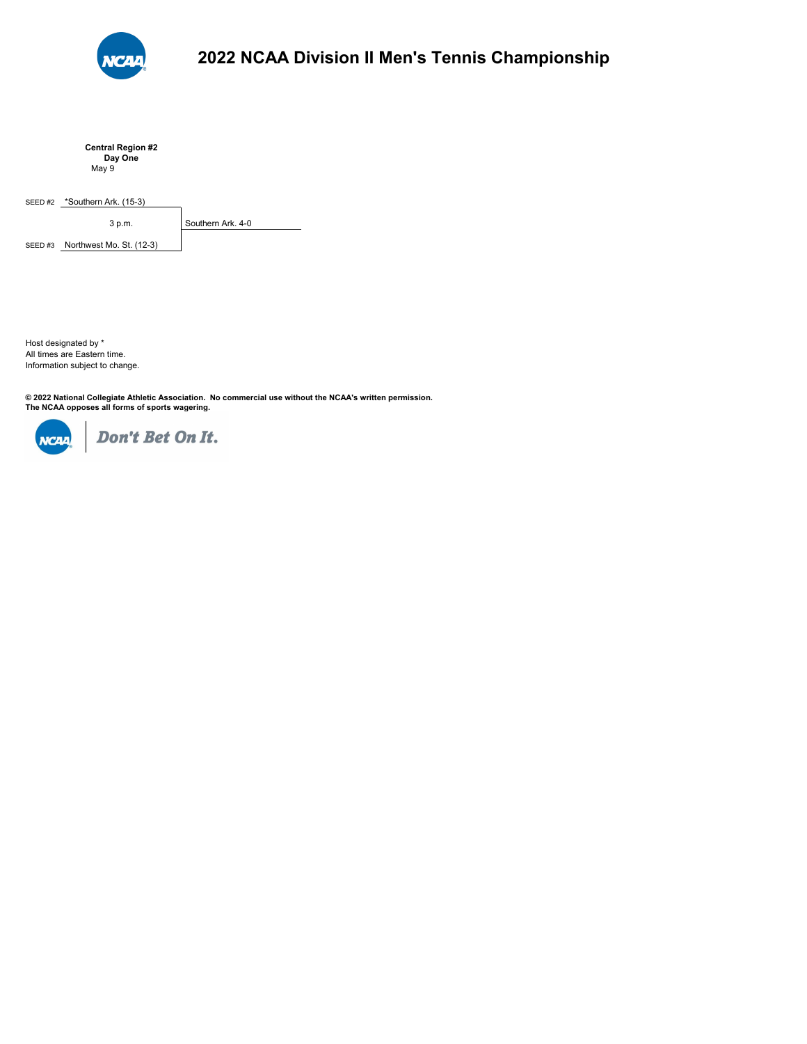# 2022 NCAA Division II Men's Tennis Championship

**Central Region #2**
**Day One**
May 9

SEED #2 *Southern Ark. (15-3)

3 p.m. — Southern Ark. 4-0

SEED #3 Northwest Mo. St. (12-3)

Host designated by *
All times are Eastern time.
Information subject to change.

**© 2022 National Collegiate Athletic Association. No commercial use without the NCAA's written permission.**
**The NCAA opposes all forms of sports wagering.**

*Don't Bet On It.*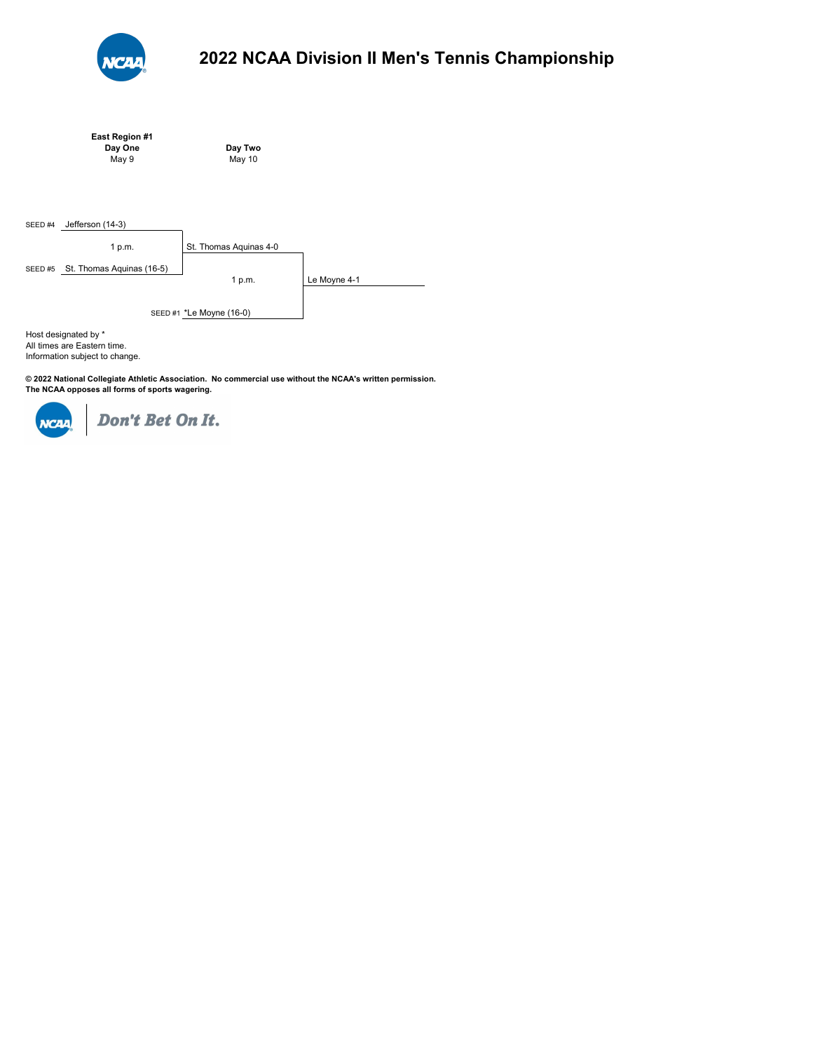# 2022 NCAA Division II Men's Tennis Championship

**East Region #1**

| **Day One** May 9 | **Day Two** May 10 | |
|---|---|---|
| SEED #4 Jefferson (14-3) | | |
| 1 p.m. | St. Thomas Aquinas 4-0 | |
| SEED #5 St. Thomas Aquinas (16-5) | | |
| | 1 p.m. | Le Moyne 4-1 |
| | SEED #1 *Le Moyne (16-0) | |

Host designated by *
All times are Eastern time.
Information subject to change.

**© 2022 National Collegiate Athletic Association. No commercial use without the NCAA's written permission.**
**The NCAA opposes all forms of sports wagering.**

*Don't Bet On It.*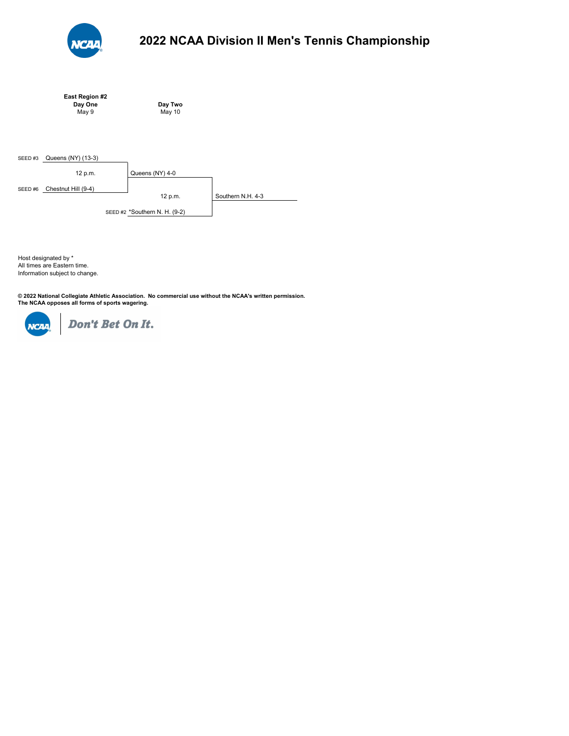# 2022 NCAA Division II Men's Tennis Championship

**East Region #2**

| **Day One** May 9 | **Day Two** May 10 | |
|---|---|---|
| SEED #3 Queens (NY) (13-3) | | |
| 12 p.m. | Queens (NY) 4-0 | |
| SEED #6 Chestnut Hill (9-4) | | |
| | 12 p.m. | Southern N.H. 4-3 |
| | SEED #2 *Southern N. H. (9-2) | |

Host designated by *
All times are Eastern time.
Information subject to change.

**© 2022 National Collegiate Athletic Association. No commercial use without the NCAA's written permission.**
**The NCAA opposes all forms of sports wagering.**

*Don't Bet On It.*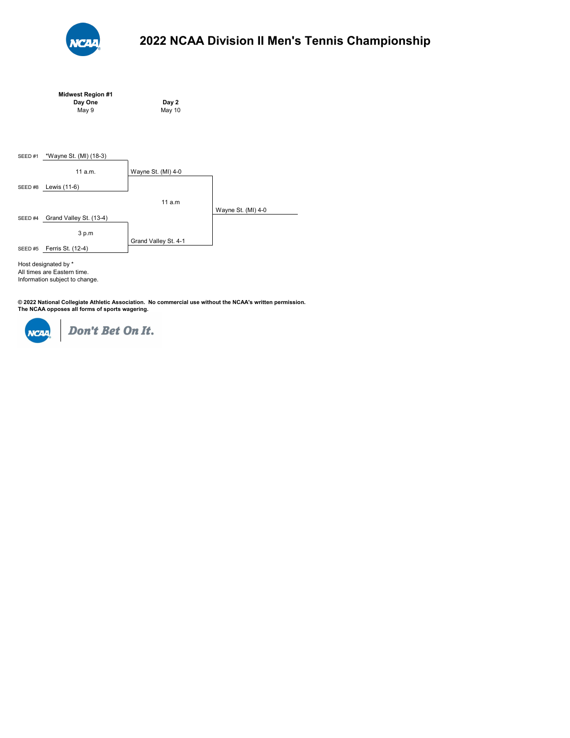# 2022 NCAA Division II Men's Tennis Championship

**Midwest Region #1**

| | Day One (May 9) | Day 2 (May 10) | |
|---|---|---|---|
| SEED #1 | *Wayne St. (MI) (18-3) | | |
| | 11 a.m. | Wayne St. (MI) 4-0 | |
| SEED #8 | Lewis (11-6) | | |
| | | 11 a.m | Wayne St. (MI) 4-0 |
| SEED #4 | Grand Valley St. (13-4) | | |
| | 3 p.m | Grand Valley St. 4-1 | |
| SEED #5 | Ferris St. (12-4) | | |

Host designated by *
All times are Eastern time.
Information subject to change.

**© 2022 National Collegiate Athletic Association. No commercial use without the NCAA's written permission.**
**The NCAA opposes all forms of sports wagering.**

*Don't Bet On It.*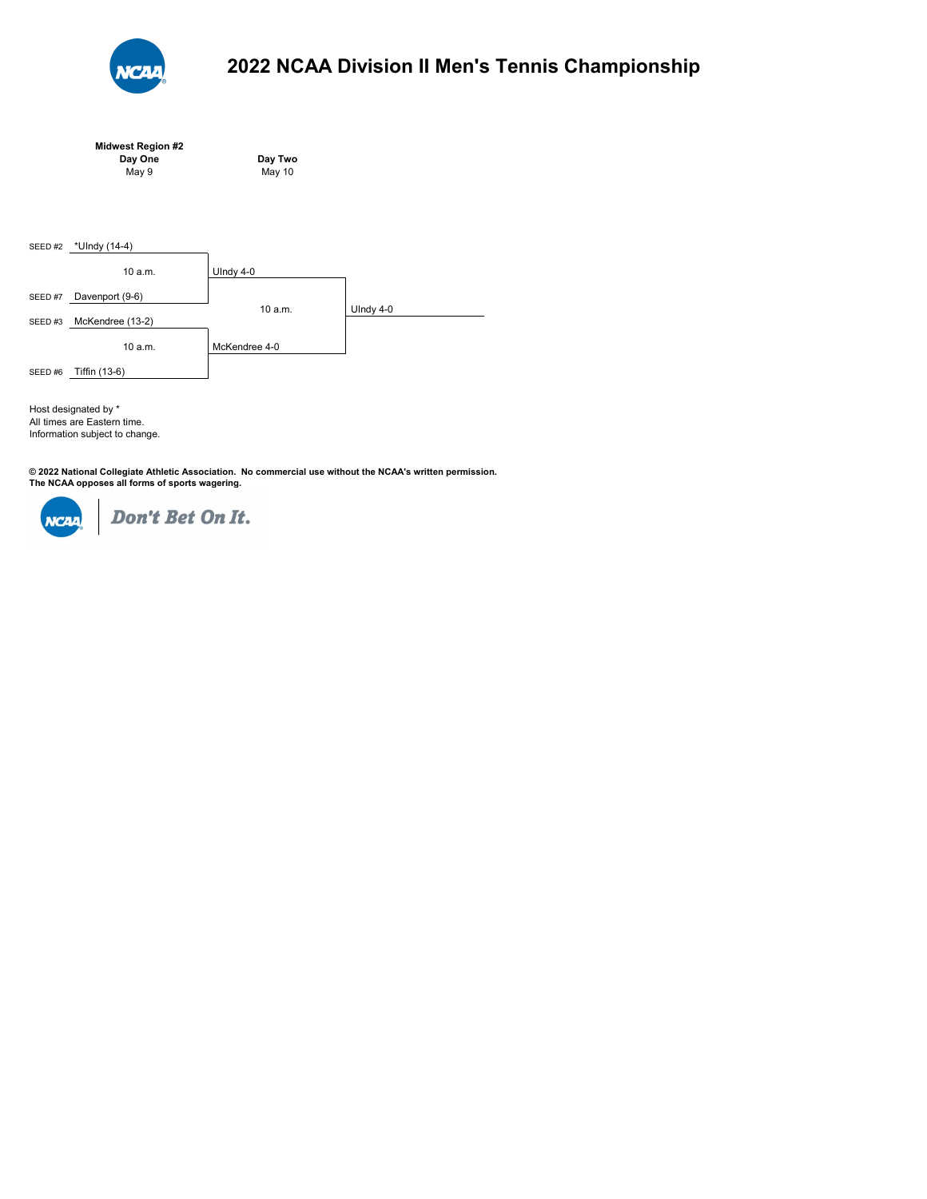# 2022 NCAA Division II Men's Tennis Championship

**Midwest Region #2**

| **Day One** May 9 | | **Day Two** May 10 | |
|---|---|---|---|
| SEED #2 | *UIndy (14-4) | | |
| | 10 a.m. | UIndy 4-0 | |
| SEED #7 | Davenport (9-6) | | |
| | | 10 a.m. | UIndy 4-0 |
| SEED #3 | McKendree (13-2) | | |
| | 10 a.m. | McKendree 4-0 | |
| SEED #6 | Tiffin (13-6) | | |

Host designated by *
All times are Eastern time.
Information subject to change.

**© 2022 National Collegiate Athletic Association. No commercial use without the NCAA's written permission.**
**The NCAA opposes all forms of sports wagering.**

NCAA | *Don't Bet On It.*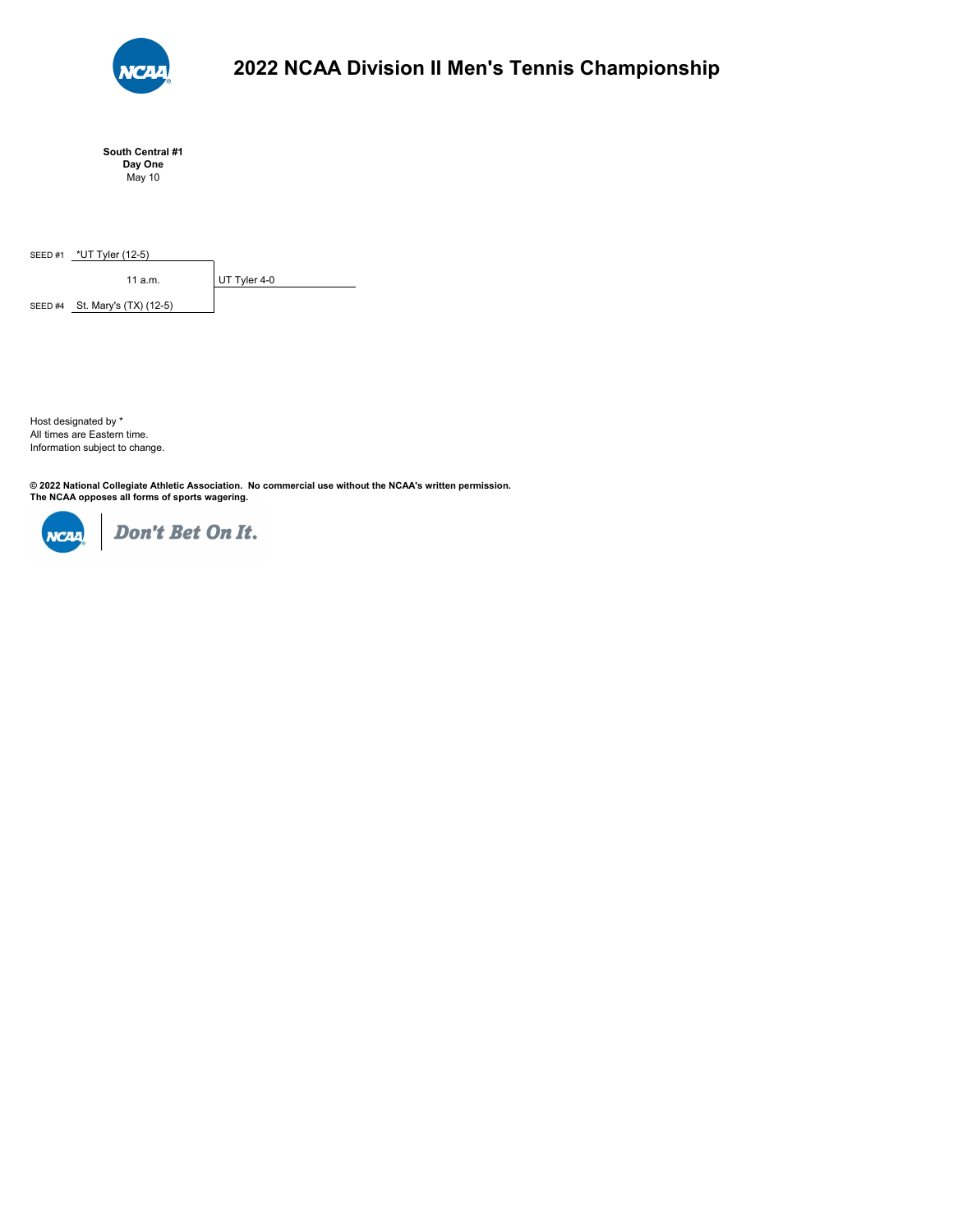# 2022 NCAA Division II Men's Tennis Championship

**South Central #1**
**Day One**
May 10

| Seed | Team | Time | Result |
| --- | --- | --- | --- |
| SEED #1 | *UT Tyler (12-5) | 11 a.m. | UT Tyler 4-0 |
| SEED #4 | St. Mary's (TX) (12-5) | | |

Host designated by *
All times are Eastern time.
Information subject to change.

**© 2022 National Collegiate Athletic Association. No commercial use without the NCAA's written permission.**
**The NCAA opposes all forms of sports wagering.**

NCAA | *Don't Bet On It.*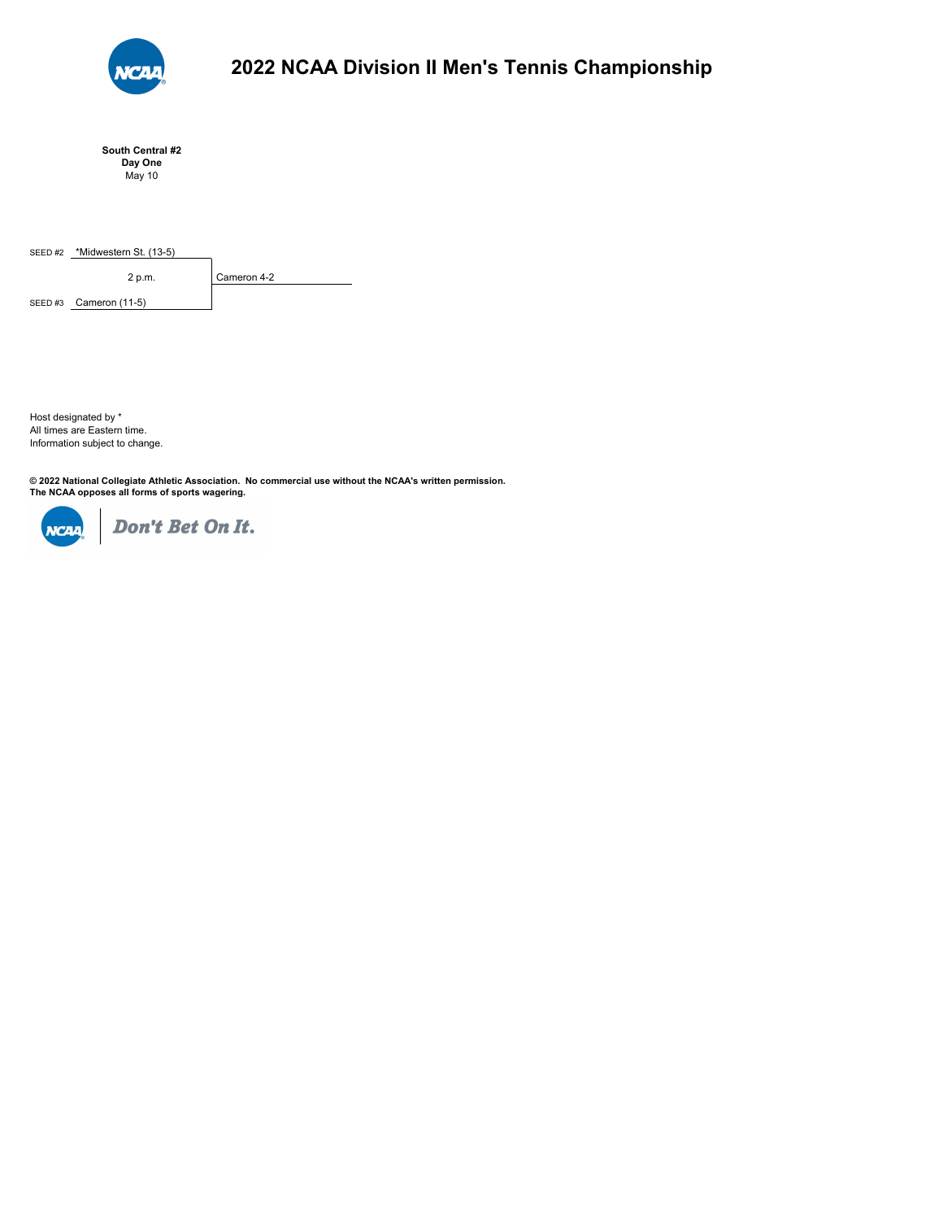# 2022 NCAA Division II Men's Tennis Championship

**South Central #2**
**Day One**
May 10

| Seed | Team | Time | Result |
|---|---|---|---|
| SEED #2 | *Midwestern St. (13-5) | 2 p.m. | Cameron 4-2 |
| SEED #3 | Cameron (11-5) | | |

Host designated by *
All times are Eastern time.
Information subject to change.

**© 2022 National Collegiate Athletic Association. No commercial use without the NCAA's written permission.**
**The NCAA opposes all forms of sports wagering.**

*Don't Bet On It.*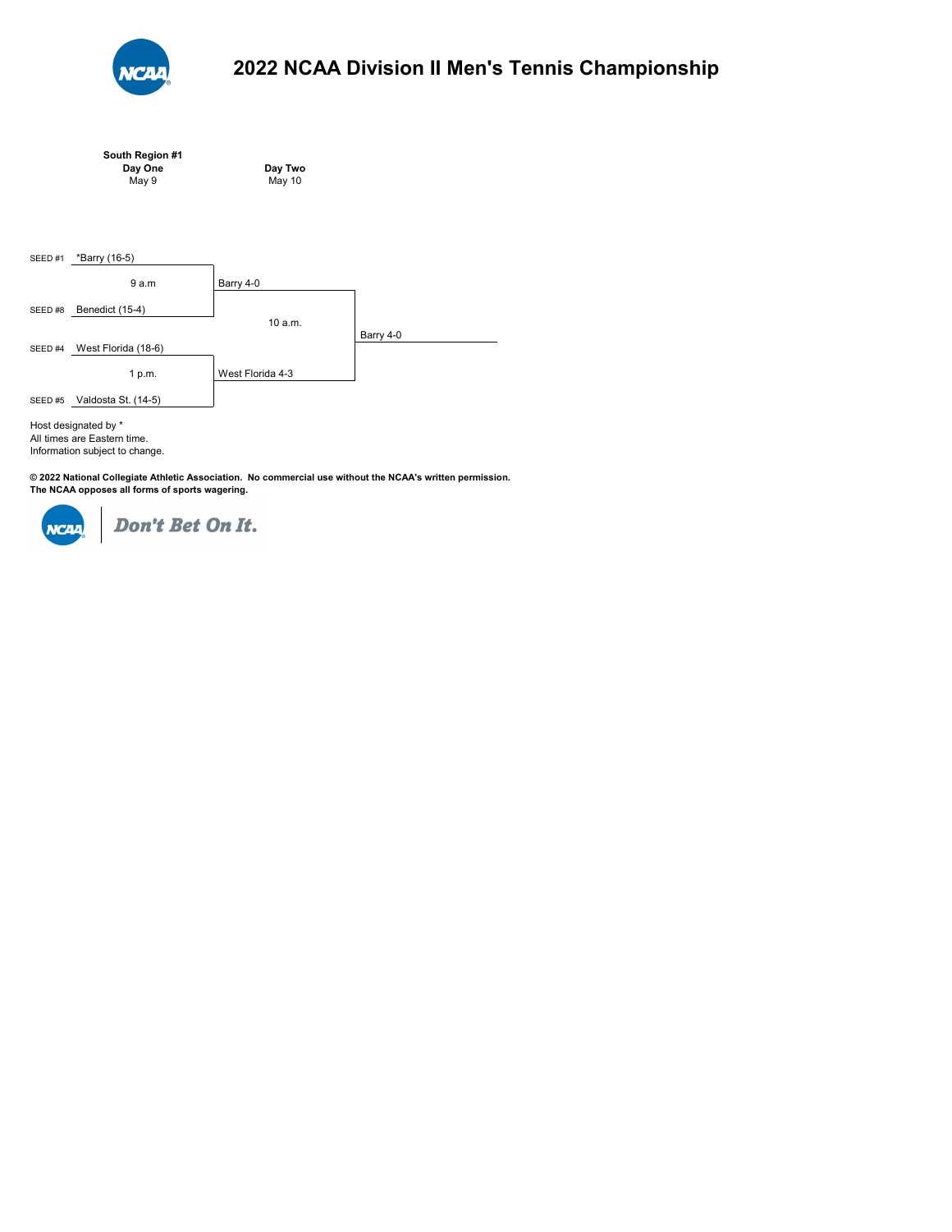# 2022 NCAA Division II Men's Tennis Championship

**South Region #1**

| | Day One<br>May 9 | Day Two<br>May 10 | |
|---|---|---|---|
| SEED #1 | *Barry (16-5) | | |
| | 9 a.m | Barry 4-0 | |
| SEED #8 | Benedict (15-4) | | |
| | | 10 a.m. | Barry 4-0 |
| SEED #4 | West Florida (18-6) | | |
| | 1 p.m. | West Florida 4-3 | |
| SEED #5 | Valdosta St. (14-5) | | |

Host designated by *
All times are Eastern time.
Information subject to change.

**© 2022 National Collegiate Athletic Association. No commercial use without the NCAA's written permission.**
**The NCAA opposes all forms of sports wagering.**

NCAA | *Don't Bet On It.*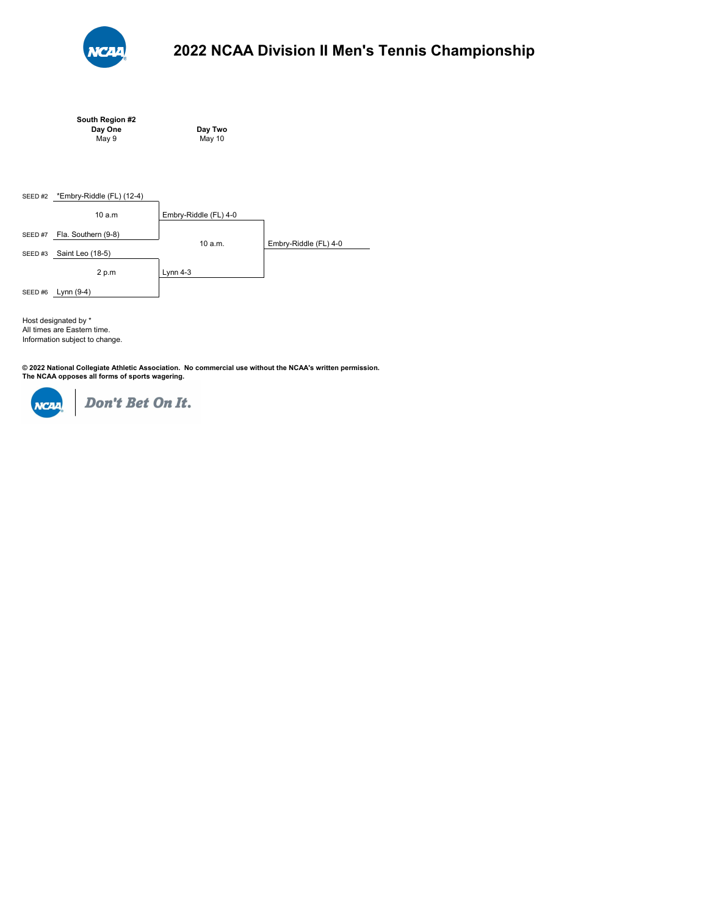# 2022 NCAA Division II Men's Tennis Championship

**South Region #2**

| Seed | Day One (May 9) | | Day Two (May 10) | | |
|---|---|---|---|---|---|
| SEED #2 | *Embry-Riddle (FL) (12-4) | 10 a.m | Embry-Riddle (FL) 4-0 | 10 a.m. | Embry-Riddle (FL) 4-0 |
| SEED #7 | Fla. Southern (9-8) | | | | |
| SEED #3 | Saint Leo (18-5) | 2 p.m | Lynn 4-3 | | |
| SEED #6 | Lynn (9-4) | | | | |

Host designated by *
All times are Eastern time.
Information subject to change.

**© 2022 National Collegiate Athletic Association. No commercial use without the NCAA's written permission.**
**The NCAA opposes all forms of sports wagering.**

*Don't Bet On It.*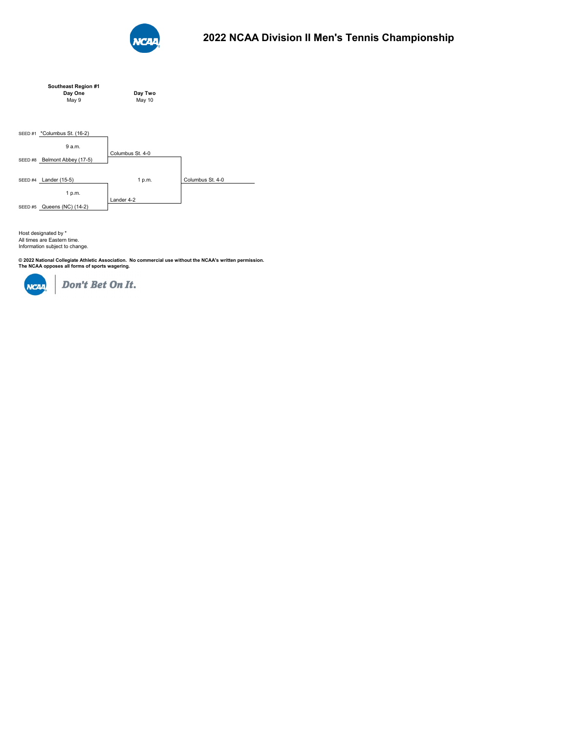# 2022 NCAA Division II Men's Tennis Championship

| Southeast Region #1<br>Day One<br>May 9 | | Day Two<br>May 10 | |
|---|---|---|---|
| SEED #1 | *Columbus St. (16-2) | | |
| | 9 a.m. | Columbus St. 4-0 | |
| SEED #8 | Belmont Abbey (17-5) | | |
| SEED #4 | Lander (15-5) | 1 p.m. | Columbus St. 4-0 |
| | 1 p.m. | Lander 4-2 | |
| SEED #5 | Queens (NC) (14-2) | | |

Host designated by *
All times are Eastern time.
Information subject to change.

**© 2022 National Collegiate Athletic Association. No commercial use without the NCAA's written permission.**
**The NCAA opposes all forms of sports wagering.**

*Don't Bet On It.*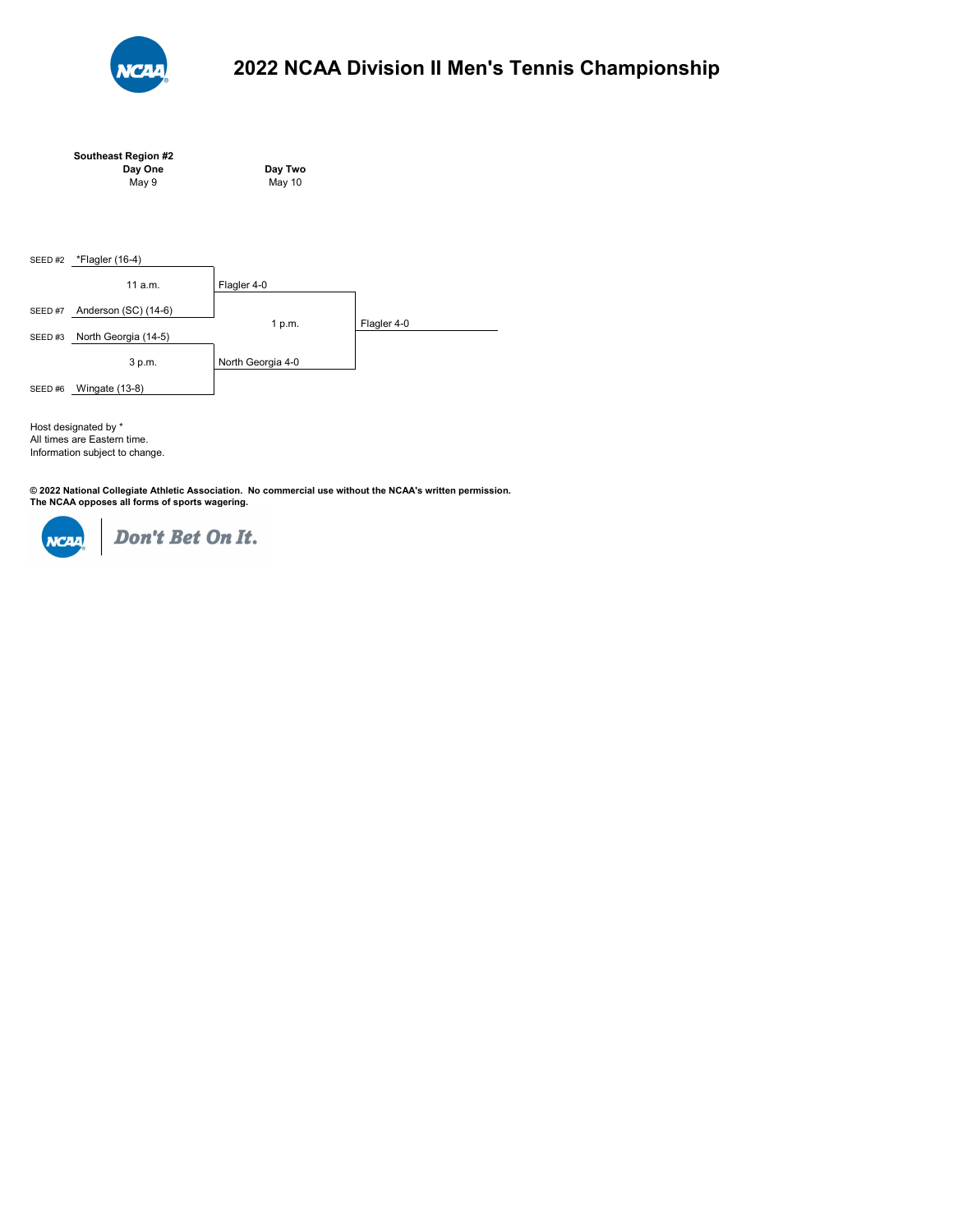# 2022 NCAA Division II Men's Tennis Championship

**Southeast Region #2**

| Seed | Day One (May 9) | Day Two (May 10) | |
|---|---|---|---|
| SEED #2 | *Flagler (16-4) | | |
| | 11 a.m. | Flagler 4-0 | |
| SEED #7 | Anderson (SC) (14-6) | | |
| | | 1 p.m. | Flagler 4-0 |
| SEED #3 | North Georgia (14-5) | | |
| | 3 p.m. | North Georgia 4-0 | |
| SEED #6 | Wingate (13-8) | | |

Host designated by *
All times are Eastern time.
Information subject to change.

**© 2022 National Collegiate Athletic Association. No commercial use without the NCAA's written permission.**
**The NCAA opposes all forms of sports wagering.**

*Don't Bet On It.*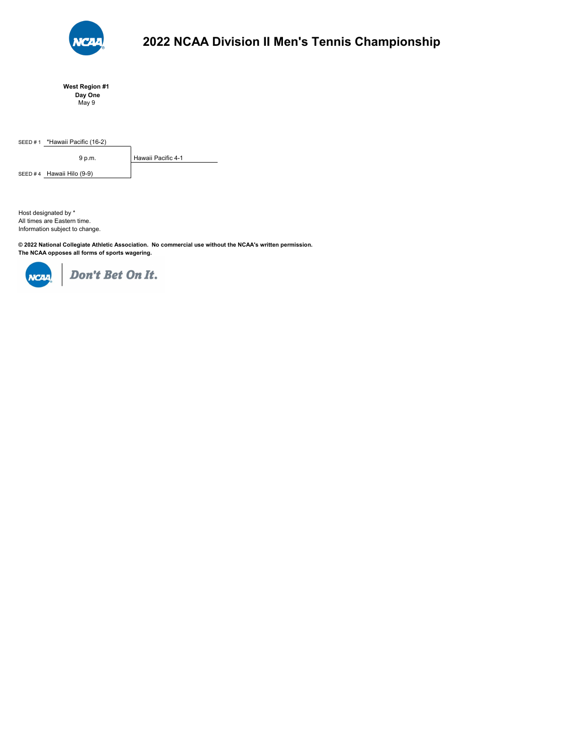# 2022 NCAA Division II Men's Tennis Championship

**West Region #1**
**Day One**
May 9

| Seed | Team | Time | Result |
|---|---|---|---|
| SEED # 1 | *Hawaii Pacific (16-2) | 9 p.m. | Hawaii Pacific 4-1 |
| SEED # 4 | Hawaii Hilo (9-9) | | |

Host designated by *
All times are Eastern time.
Information subject to change.

**© 2022 National Collegiate Athletic Association. No commercial use without the NCAA's written permission.**
**The NCAA opposes all forms of sports wagering.**

NCAA | *Don't Bet On It.*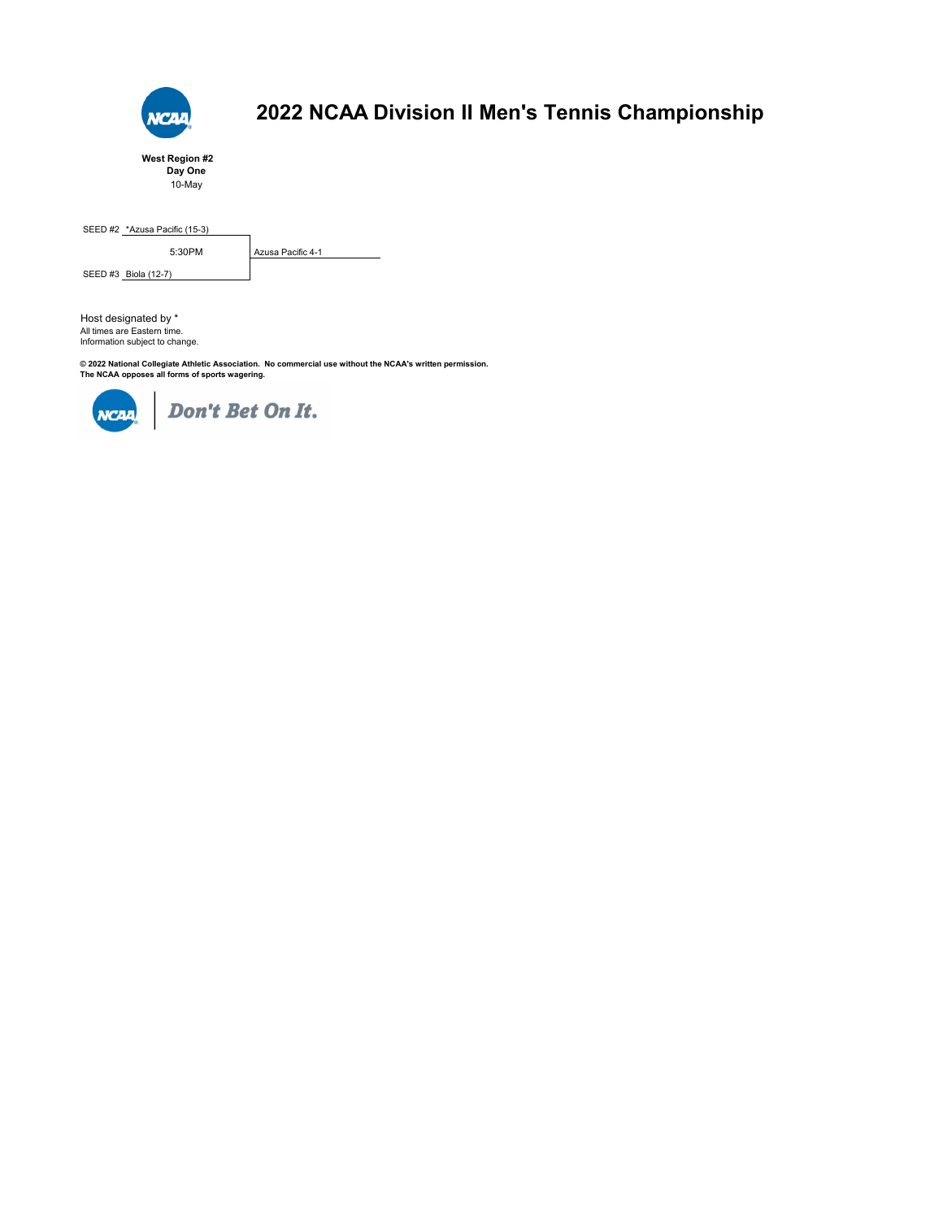# 2022 NCAA Division II Men's Tennis Championship

**West Region #2**
**Day One**
10-May

SEED #2 *Azusa Pacific (15-3)

5:30PM

SEED #3 Biola (12-7)

Azusa Pacific 4-1

Host designated by *
All times are Eastern time.
Information subject to change.

**© 2022 National Collegiate Athletic Association. No commercial use without the NCAA's written permission.**
**The NCAA opposes all forms of sports wagering.**

NCAA | *Don't Bet On It.*